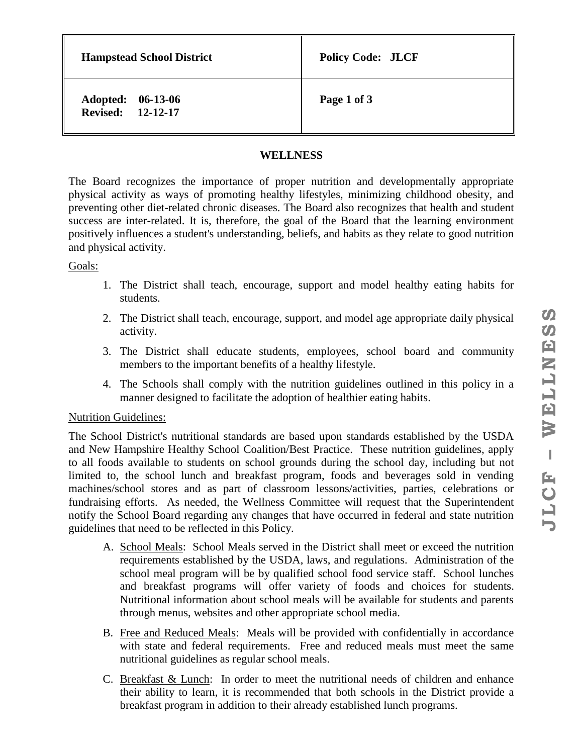| Hampstead School District | Policy Code: JLCF |
|---|---|
| Adopted: 06-13-06<br>Revised: 12-12-17 | |

# WELLNESS

The Board recognizes the importance of proper nutrition and developmentally appropriate physical activity as ways of promoting healthy lifestyles, minimizing childhood obesity, and preventing other diet-related chronic diseases. The Board also recognizes that health and student success are inter-related. It is, therefore, the goal of the Board that the learning environment positively influences a student's understanding, beliefs, and habits as they relate to good nutrition and physical activity.

Goals:

1. The District shall teach, encourage, support and model healthy eating habits for students.
2. The District shall teach, encourage, support, and model age appropriate daily physical activity.
3. The District shall educate students, employees, school board and community members to the important benefits of a healthy lifestyle.
4. The Schools shall comply with the nutrition guidelines outlined in this policy in a manner designed to facilitate the adoption of healthier eating habits.

Nutrition Guidelines:

The School District's nutritional standards are based upon standards established by the USDA and New Hampshire Healthy School Coalition/Best Practice. These nutrition guidelines, apply to all foods available to students on school grounds during the school day, including but not limited to, the school lunch and breakfast program, foods and beverages sold in vending machines/school stores and as part of classroom lessons/activities, parties, celebrations or fundraising efforts. As needed, the Wellness Committee will request that the Superintendent notify the School Board regarding any changes that have occurred in federal and state nutrition guidelines that need to be reflected in this Policy.

A. School Meals: School Meals served in the District shall meet or exceed the nutrition requirements established by the USDA, laws, and regulations. Administration of the school meal program will be by qualified school food service staff. School lunches and breakfast programs will offer variety of foods and choices for students. Nutritional information about school meals will be available for students and parents through menus, websites and other appropriate school media.

B. Free and Reduced Meals: Meals will be provided with confidentially in accordance with state and federal requirements. Free and reduced meals must meet the same nutritional guidelines as regular school meals.

C. Breakfast & Lunch: In order to meet the nutritional needs of children and enhance their ability to learn, it is recommended that both schools in the District provide a breakfast program in addition to their already established lunch programs.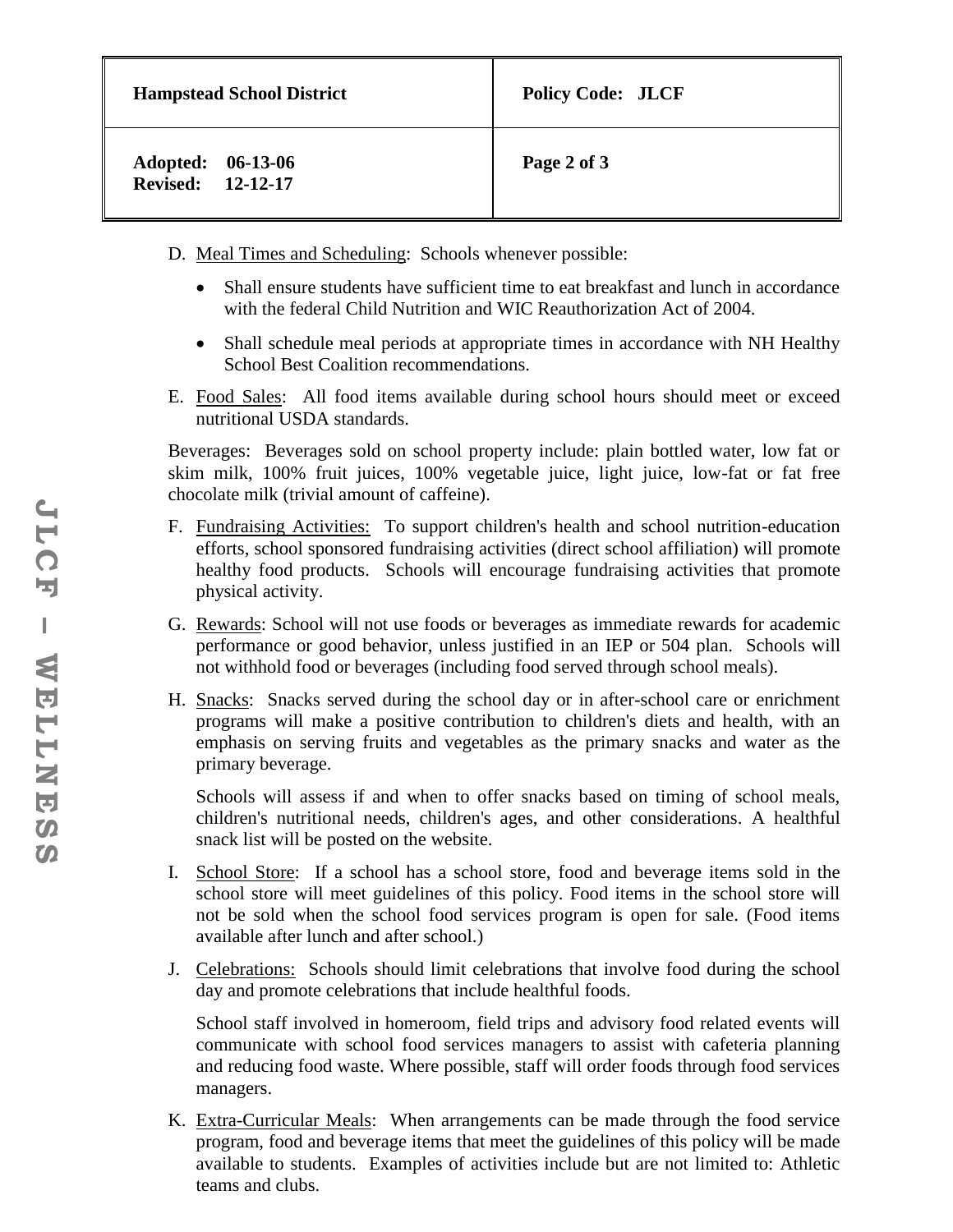D. Meal Times and Scheduling: Schools whenever possible:

- Shall ensure students have sufficient time to eat breakfast and lunch in accordance with the federal Child Nutrition and WIC Reauthorization Act of 2004.
- Shall schedule meal periods at appropriate times in accordance with NH Healthy School Best Coalition recommendations.

E. Food Sales: All food items available during school hours should meet or exceed nutritional USDA standards.

Beverages: Beverages sold on school property include: plain bottled water, low fat or skim milk, 100% fruit juices, 100% vegetable juice, light juice, low-fat or fat free chocolate milk (trivial amount of caffeine).

F. Fundraising Activities: To support children's health and school nutrition-education efforts, school sponsored fundraising activities (direct school affiliation) will promote healthy food products. Schools will encourage fundraising activities that promote physical activity.

G. Rewards: School will not use foods or beverages as immediate rewards for academic performance or good behavior, unless justified in an IEP or 504 plan. Schools will not withhold food or beverages (including food served through school meals).

H. Snacks: Snacks served during the school day or in after-school care or enrichment programs will make a positive contribution to children's diets and health, with an emphasis on serving fruits and vegetables as the primary snacks and water as the primary beverage.

Schools will assess if and when to offer snacks based on timing of school meals, children's nutritional needs, children's ages, and other considerations. A healthful snack list will be posted on the website.

I. School Store: If a school has a school store, food and beverage items sold in the school store will meet guidelines of this policy. Food items in the school store will not be sold when the school food services program is open for sale. (Food items available after lunch and after school.)

J. Celebrations: Schools should limit celebrations that involve food during the school day and promote celebrations that include healthful foods.

School staff involved in homeroom, field trips and advisory food related events will communicate with school food services managers to assist with cafeteria planning and reducing food waste. Where possible, staff will order foods through food services managers.

K. Extra-Curricular Meals: When arrangements can be made through the food service program, food and beverage items that meet the guidelines of this policy will be made available to students. Examples of activities include but are not limited to: Athletic teams and clubs.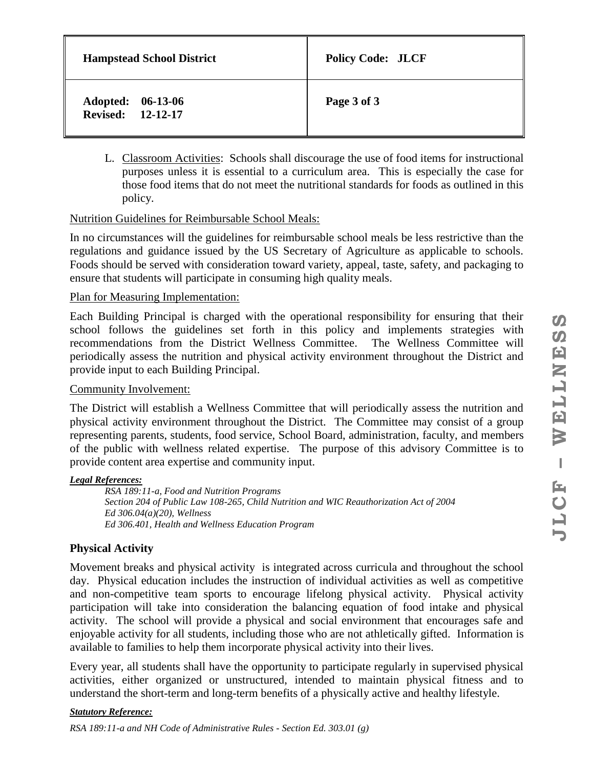L. Classroom Activities: Schools shall discourage the use of food items for instructional purposes unless it is essential to a curriculum area. This is especially the case for those food items that do not meet the nutritional standards for foods as outlined in this policy.

Nutrition Guidelines for Reimbursable School Meals:

In no circumstances will the guidelines for reimbursable school meals be less restrictive than the regulations and guidance issued by the US Secretary of Agriculture as applicable to schools. Foods should be served with consideration toward variety, appeal, taste, safety, and packaging to ensure that students will participate in consuming high quality meals.

Plan for Measuring Implementation:

Each Building Principal is charged with the operational responsibility for ensuring that their school follows the guidelines set forth in this policy and implements strategies with recommendations from the District Wellness Committee. The Wellness Committee will periodically assess the nutrition and physical activity environment throughout the District and provide input to each Building Principal.

Community Involvement:

The District will establish a Wellness Committee that will periodically assess the nutrition and physical activity environment throughout the District. The Committee may consist of a group representing parents, students, food service, School Board, administration, faculty, and members of the public with wellness related expertise. The purpose of this advisory Committee is to provide content area expertise and community input.

***Legal References:***

*RSA 189:11-a, Food and Nutrition Programs*
*Section 204 of Public Law 108-265, Child Nutrition and WIC Reauthorization Act of 2004*
*Ed 306.04(a)(20), Wellness*
*Ed 306.401, Health and Wellness Education Program*

## Physical Activity

Movement breaks and physical activity is integrated across curricula and throughout the school day. Physical education includes the instruction of individual activities as well as competitive and non-competitive team sports to encourage lifelong physical activity. Physical activity participation will take into consideration the balancing equation of food intake and physical activity. The school will provide a physical and social environment that encourages safe and enjoyable activity for all students, including those who are not athletically gifted. Information is available to families to help them incorporate physical activity into their lives.

Every year, all students shall have the opportunity to participate regularly in supervised physical activities, either organized or unstructured, intended to maintain physical fitness and to understand the short-term and long-term benefits of a physically active and healthy lifestyle.

***Statutory Reference:***

*RSA 189:11-a and NH Code of Administrative Rules - Section Ed. 303.01 (g)*